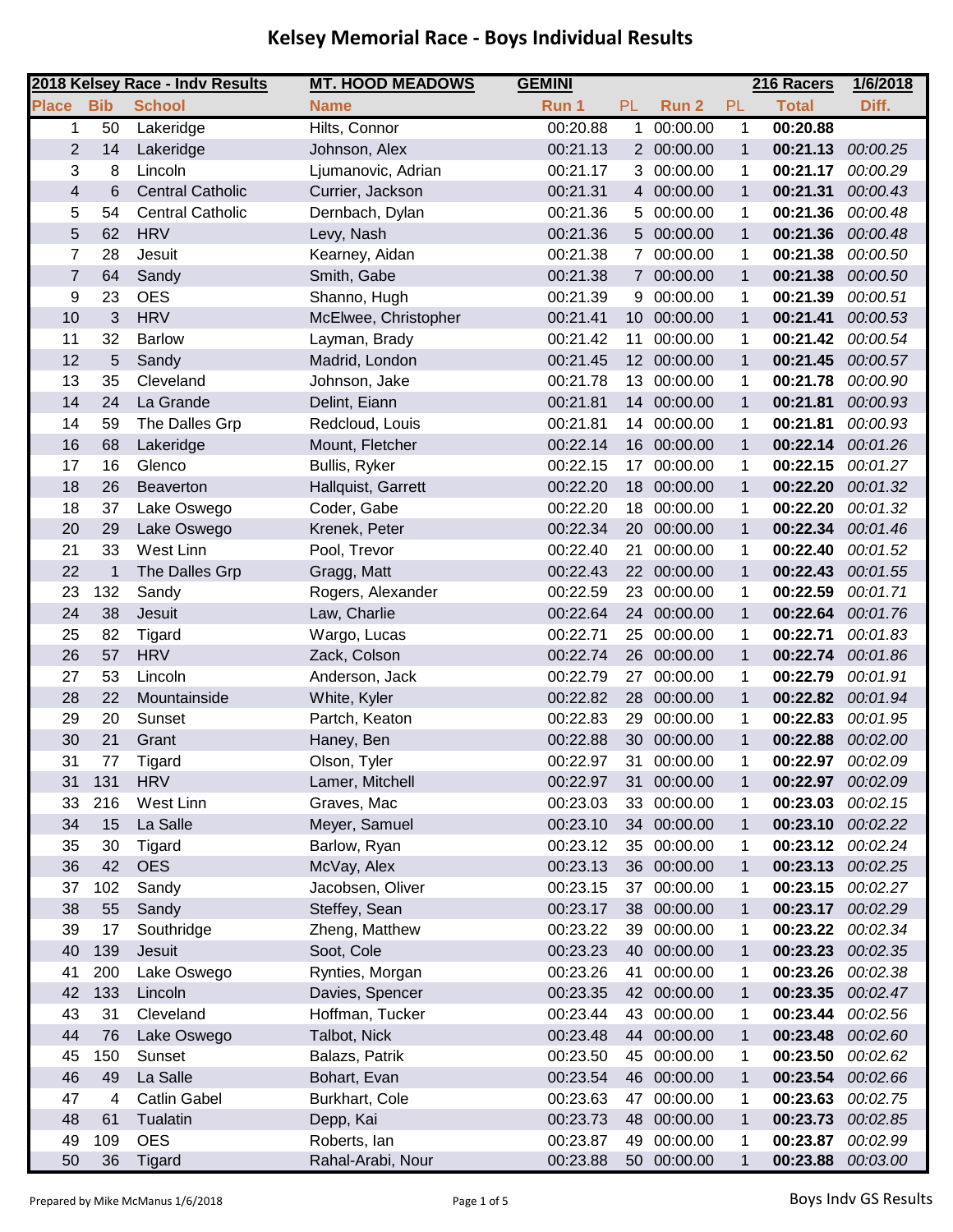# Kelsey Memorial Race - Boys Individual Results

| 2018 Kelsey Race - Indv Results | | | MT. HOOD MEADOWS | GEMINI | | | | 216 Racers | 1/6/2018 |
|---|---|---|---|---|---|---|---|---|---|
| Place | Bib | School | Name | Run 1 | PL | Run 2 | PL | Total | Diff. |
| 1 | 50 | Lakeridge | Hilts, Connor | 00:20.88 | 1 | 00:00.00 | 1 | **00:20.88** | |
| 2 | 14 | Lakeridge | Johnson, Alex | 00:21.13 | 2 | 00:00.00 | 1 | **00:21.13** | *00:00.25* |
| 3 | 8 | Lincoln | Ljumanovic, Adrian | 00:21.17 | 3 | 00:00.00 | 1 | **00:21.17** | *00:00.29* |
| 4 | 6 | Central Catholic | Currier, Jackson | 00:21.31 | 4 | 00:00.00 | 1 | **00:21.31** | *00:00.43* |
| 5 | 54 | Central Catholic | Dernbach, Dylan | 00:21.36 | 5 | 00:00.00 | 1 | **00:21.36** | *00:00.48* |
| 5 | 62 | HRV | Levy, Nash | 00:21.36 | 5 | 00:00.00 | 1 | **00:21.36** | *00:00.48* |
| 7 | 28 | Jesuit | Kearney, Aidan | 00:21.38 | 7 | 00:00.00 | 1 | **00:21.38** | *00:00.50* |
| 7 | 64 | Sandy | Smith, Gabe | 00:21.38 | 7 | 00:00.00 | 1 | **00:21.38** | *00:00.50* |
| 9 | 23 | OES | Shanno, Hugh | 00:21.39 | 9 | 00:00.00 | 1 | **00:21.39** | *00:00.51* |
| 10 | 3 | HRV | McElwee, Christopher | 00:21.41 | 10 | 00:00.00 | 1 | **00:21.41** | *00:00.53* |
| 11 | 32 | Barlow | Layman, Brady | 00:21.42 | 11 | 00:00.00 | 1 | **00:21.42** | *00:00.54* |
| 12 | 5 | Sandy | Madrid, London | 00:21.45 | 12 | 00:00.00 | 1 | **00:21.45** | *00:00.57* |
| 13 | 35 | Cleveland | Johnson, Jake | 00:21.78 | 13 | 00:00.00 | 1 | **00:21.78** | *00:00.90* |
| 14 | 24 | La Grande | Delint, Eiann | 00:21.81 | 14 | 00:00.00 | 1 | **00:21.81** | *00:00.93* |
| 14 | 59 | The Dalles Grp | Redcloud, Louis | 00:21.81 | 14 | 00:00.00 | 1 | **00:21.81** | *00:00.93* |
| 16 | 68 | Lakeridge | Mount, Fletcher | 00:22.14 | 16 | 00:00.00 | 1 | **00:22.14** | *00:01.26* |
| 17 | 16 | Glenco | Bullis, Ryker | 00:22.15 | 17 | 00:00.00 | 1 | **00:22.15** | *00:01.27* |
| 18 | 26 | Beaverton | Hallquist, Garrett | 00:22.20 | 18 | 00:00.00 | 1 | **00:22.20** | *00:01.32* |
| 18 | 37 | Lake Oswego | Coder, Gabe | 00:22.20 | 18 | 00:00.00 | 1 | **00:22.20** | *00:01.32* |
| 20 | 29 | Lake Oswego | Krenek, Peter | 00:22.34 | 20 | 00:00.00 | 1 | **00:22.34** | *00:01.46* |
| 21 | 33 | West Linn | Pool, Trevor | 00:22.40 | 21 | 00:00.00 | 1 | **00:22.40** | *00:01.52* |
| 22 | 1 | The Dalles Grp | Gragg, Matt | 00:22.43 | 22 | 00:00.00 | 1 | **00:22.43** | *00:01.55* |
| 23 | 132 | Sandy | Rogers, Alexander | 00:22.59 | 23 | 00:00.00 | 1 | **00:22.59** | *00:01.71* |
| 24 | 38 | Jesuit | Law, Charlie | 00:22.64 | 24 | 00:00.00 | 1 | **00:22.64** | *00:01.76* |
| 25 | 82 | Tigard | Wargo, Lucas | 00:22.71 | 25 | 00:00.00 | 1 | **00:22.71** | *00:01.83* |
| 26 | 57 | HRV | Zack, Colson | 00:22.74 | 26 | 00:00.00 | 1 | **00:22.74** | *00:01.86* |
| 27 | 53 | Lincoln | Anderson, Jack | 00:22.79 | 27 | 00:00.00 | 1 | **00:22.79** | *00:01.91* |
| 28 | 22 | Mountainside | White, Kyler | 00:22.82 | 28 | 00:00.00 | 1 | **00:22.82** | *00:01.94* |
| 29 | 20 | Sunset | Partch, Keaton | 00:22.83 | 29 | 00:00.00 | 1 | **00:22.83** | *00:01.95* |
| 30 | 21 | Grant | Haney, Ben | 00:22.88 | 30 | 00:00.00 | 1 | **00:22.88** | *00:02.00* |
| 31 | 77 | Tigard | Olson, Tyler | 00:22.97 | 31 | 00:00.00 | 1 | **00:22.97** | *00:02.09* |
| 31 | 131 | HRV | Lamer, Mitchell | 00:22.97 | 31 | 00:00.00 | 1 | **00:22.97** | *00:02.09* |
| 33 | 216 | West Linn | Graves, Mac | 00:23.03 | 33 | 00:00.00 | 1 | **00:23.03** | *00:02.15* |
| 34 | 15 | La Salle | Meyer, Samuel | 00:23.10 | 34 | 00:00.00 | 1 | **00:23.10** | *00:02.22* |
| 35 | 30 | Tigard | Barlow, Ryan | 00:23.12 | 35 | 00:00.00 | 1 | **00:23.12** | *00:02.24* |
| 36 | 42 | OES | McVay, Alex | 00:23.13 | 36 | 00:00.00 | 1 | **00:23.13** | *00:02.25* |
| 37 | 102 | Sandy | Jacobsen, Oliver | 00:23.15 | 37 | 00:00.00 | 1 | **00:23.15** | *00:02.27* |
| 38 | 55 | Sandy | Steffey, Sean | 00:23.17 | 38 | 00:00.00 | 1 | **00:23.17** | *00:02.29* |
| 39 | 17 | Southridge | Zheng, Matthew | 00:23.22 | 39 | 00:00.00 | 1 | **00:23.22** | *00:02.34* |
| 40 | 139 | Jesuit | Soot, Cole | 00:23.23 | 40 | 00:00.00 | 1 | **00:23.23** | *00:02.35* |
| 41 | 200 | Lake Oswego | Rynties, Morgan | 00:23.26 | 41 | 00:00.00 | 1 | **00:23.26** | *00:02.38* |
| 42 | 133 | Lincoln | Davies, Spencer | 00:23.35 | 42 | 00:00.00 | 1 | **00:23.35** | *00:02.47* |
| 43 | 31 | Cleveland | Hoffman, Tucker | 00:23.44 | 43 | 00:00.00 | 1 | **00:23.44** | *00:02.56* |
| 44 | 76 | Lake Oswego | Talbot, Nick | 00:23.48 | 44 | 00:00.00 | 1 | **00:23.48** | *00:02.60* |
| 45 | 150 | Sunset | Balazs, Patrik | 00:23.50 | 45 | 00:00.00 | 1 | **00:23.50** | *00:02.62* |
| 46 | 49 | La Salle | Bohart, Evan | 00:23.54 | 46 | 00:00.00 | 1 | **00:23.54** | *00:02.66* |
| 47 | 4 | Catlin Gabel | Burkhart, Cole | 00:23.63 | 47 | 00:00.00 | 1 | **00:23.63** | *00:02.75* |
| 48 | 61 | Tualatin | Depp, Kai | 00:23.73 | 48 | 00:00.00 | 1 | **00:23.73** | *00:02.85* |
| 49 | 109 | OES | Roberts, Ian | 00:23.87 | 49 | 00:00.00 | 1 | **00:23.87** | *00:02.99* |
| 50 | 36 | Tigard | Rahal-Arabi, Nour | 00:23.88 | 50 | 00:00.00 | 1 | **00:23.88** | *00:03.00* |

Prepared by Mike McManus 1/6/2018

Boys Indv GS Results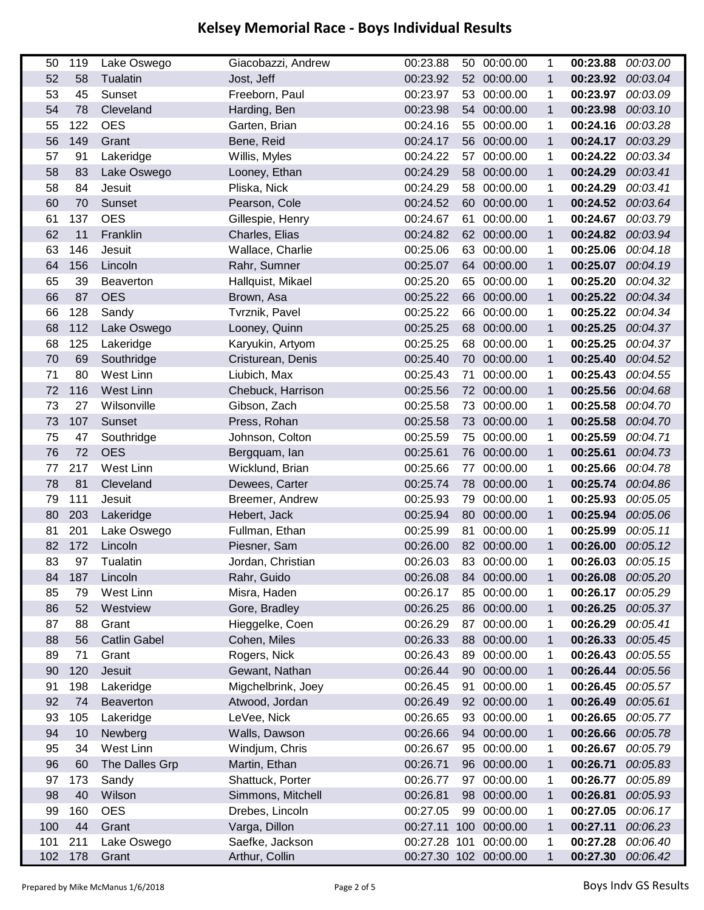# Kelsey Memorial Race - Boys Individual Results

| | | | | | | | | | |
|---|---|---|---|---|---|---|---|---|---|
| 50 | 119 | Lake Oswego | Giacobazzi, Andrew | 00:23.88 | 50 | 00:00.00 | 1 | **00:23.88** | *00:03.00* |
| 52 | 58 | Tualatin | Jost, Jeff | 00:23.92 | 52 | 00:00.00 | 1 | **00:23.92** | *00:03.04* |
| 53 | 45 | Sunset | Freeborn, Paul | 00:23.97 | 53 | 00:00.00 | 1 | **00:23.97** | *00:03.09* |
| 54 | 78 | Cleveland | Harding, Ben | 00:23.98 | 54 | 00:00.00 | 1 | **00:23.98** | *00:03.10* |
| 55 | 122 | OES | Garten, Brian | 00:24.16 | 55 | 00:00.00 | 1 | **00:24.16** | *00:03.28* |
| 56 | 149 | Grant | Bene, Reid | 00:24.17 | 56 | 00:00.00 | 1 | **00:24.17** | *00:03.29* |
| 57 | 91 | Lakeridge | Willis, Myles | 00:24.22 | 57 | 00:00.00 | 1 | **00:24.22** | *00:03.34* |
| 58 | 83 | Lake Oswego | Looney, Ethan | 00:24.29 | 58 | 00:00.00 | 1 | **00:24.29** | *00:03.41* |
| 58 | 84 | Jesuit | Pliska, Nick | 00:24.29 | 58 | 00:00.00 | 1 | **00:24.29** | *00:03.41* |
| 60 | 70 | Sunset | Pearson, Cole | 00:24.52 | 60 | 00:00.00 | 1 | **00:24.52** | *00:03.64* |
| 61 | 137 | OES | Gillespie, Henry | 00:24.67 | 61 | 00:00.00 | 1 | **00:24.67** | *00:03.79* |
| 62 | 11 | Franklin | Charles, Elias | 00:24.82 | 62 | 00:00.00 | 1 | **00:24.82** | *00:03.94* |
| 63 | 146 | Jesuit | Wallace, Charlie | 00:25.06 | 63 | 00:00.00 | 1 | **00:25.06** | *00:04.18* |
| 64 | 156 | Lincoln | Rahr, Sumner | 00:25.07 | 64 | 00:00.00 | 1 | **00:25.07** | *00:04.19* |
| 65 | 39 | Beaverton | Hallquist, Mikael | 00:25.20 | 65 | 00:00.00 | 1 | **00:25.20** | *00:04.32* |
| 66 | 87 | OES | Brown, Asa | 00:25.22 | 66 | 00:00.00 | 1 | **00:25.22** | *00:04.34* |
| 66 | 128 | Sandy | Tvrznik, Pavel | 00:25.22 | 66 | 00:00.00 | 1 | **00:25.22** | *00:04.34* |
| 68 | 112 | Lake Oswego | Looney, Quinn | 00:25.25 | 68 | 00:00.00 | 1 | **00:25.25** | *00:04.37* |
| 68 | 125 | Lakeridge | Karyukin, Artyom | 00:25.25 | 68 | 00:00.00 | 1 | **00:25.25** | *00:04.37* |
| 70 | 69 | Southridge | Cristurean, Denis | 00:25.40 | 70 | 00:00.00 | 1 | **00:25.40** | *00:04.52* |
| 71 | 80 | West Linn | Liubich, Max | 00:25.43 | 71 | 00:00.00 | 1 | **00:25.43** | *00:04.55* |
| 72 | 116 | West Linn | Chebuck, Harrison | 00:25.56 | 72 | 00:00.00 | 1 | **00:25.56** | *00:04.68* |
| 73 | 27 | Wilsonville | Gibson, Zach | 00:25.58 | 73 | 00:00.00 | 1 | **00:25.58** | *00:04.70* |
| 73 | 107 | Sunset | Press, Rohan | 00:25.58 | 73 | 00:00.00 | 1 | **00:25.58** | *00:04.70* |
| 75 | 47 | Southridge | Johnson, Colton | 00:25.59 | 75 | 00:00.00 | 1 | **00:25.59** | *00:04.71* |
| 76 | 72 | OES | Bergquam, Ian | 00:25.61 | 76 | 00:00.00 | 1 | **00:25.61** | *00:04.73* |
| 77 | 217 | West Linn | Wicklund, Brian | 00:25.66 | 77 | 00:00.00 | 1 | **00:25.66** | *00:04.78* |
| 78 | 81 | Cleveland | Dewees, Carter | 00:25.74 | 78 | 00:00.00 | 1 | **00:25.74** | *00:04.86* |
| 79 | 111 | Jesuit | Breemer, Andrew | 00:25.93 | 79 | 00:00.00 | 1 | **00:25.93** | *00:05.05* |
| 80 | 203 | Lakeridge | Hebert, Jack | 00:25.94 | 80 | 00:00.00 | 1 | **00:25.94** | *00:05.06* |
| 81 | 201 | Lake Oswego | Fullman, Ethan | 00:25.99 | 81 | 00:00.00 | 1 | **00:25.99** | *00:05.11* |
| 82 | 172 | Lincoln | Piesner, Sam | 00:26.00 | 82 | 00:00.00 | 1 | **00:26.00** | *00:05.12* |
| 83 | 97 | Tualatin | Jordan, Christian | 00:26.03 | 83 | 00:00.00 | 1 | **00:26.03** | *00:05.15* |
| 84 | 187 | Lincoln | Rahr, Guido | 00:26.08 | 84 | 00:00.00 | 1 | **00:26.08** | *00:05.20* |
| 85 | 79 | West Linn | Misra, Haden | 00:26.17 | 85 | 00:00.00 | 1 | **00:26.17** | *00:05.29* |
| 86 | 52 | Westview | Gore, Bradley | 00:26.25 | 86 | 00:00.00 | 1 | **00:26.25** | *00:05.37* |
| 87 | 88 | Grant | Hieggelke, Coen | 00:26.29 | 87 | 00:00.00 | 1 | **00:26.29** | *00:05.41* |
| 88 | 56 | Catlin Gabel | Cohen, Miles | 00:26.33 | 88 | 00:00.00 | 1 | **00:26.33** | *00:05.45* |
| 89 | 71 | Grant | Rogers, Nick | 00:26.43 | 89 | 00:00.00 | 1 | **00:26.43** | *00:05.55* |
| 90 | 120 | Jesuit | Gewant, Nathan | 00:26.44 | 90 | 00:00.00 | 1 | **00:26.44** | *00:05.56* |
| 91 | 198 | Lakeridge | Migchelbrink, Joey | 00:26.45 | 91 | 00:00.00 | 1 | **00:26.45** | *00:05.57* |
| 92 | 74 | Beaverton | Atwood, Jordan | 00:26.49 | 92 | 00:00.00 | 1 | **00:26.49** | *00:05.61* |
| 93 | 105 | Lakeridge | LeVee, Nick | 00:26.65 | 93 | 00:00.00 | 1 | **00:26.65** | *00:05.77* |
| 94 | 10 | Newberg | Walls, Dawson | 00:26.66 | 94 | 00:00.00 | 1 | **00:26.66** | *00:05.78* |
| 95 | 34 | West Linn | Windjum, Chris | 00:26.67 | 95 | 00:00.00 | 1 | **00:26.67** | *00:05.79* |
| 96 | 60 | The Dalles Grp | Martin, Ethan | 00:26.71 | 96 | 00:00.00 | 1 | **00:26.71** | *00:05.83* |
| 97 | 173 | Sandy | Shattuck, Porter | 00:26.77 | 97 | 00:00.00 | 1 | **00:26.77** | *00:05.89* |
| 98 | 40 | Wilson | Simmons, Mitchell | 00:26.81 | 98 | 00:00.00 | 1 | **00:26.81** | *00:05.93* |
| 99 | 160 | OES | Drebes, Lincoln | 00:27.05 | 99 | 00:00.00 | 1 | **00:27.05** | *00:06.17* |
| 100 | 44 | Grant | Varga, Dillon | 00:27.11 | 100 | 00:00.00 | 1 | **00:27.11** | *00:06.23* |
| 101 | 211 | Lake Oswego | Saefke, Jackson | 00:27.28 | 101 | 00:00.00 | 1 | **00:27.28** | *00:06.40* |
| 102 | 178 | Grant | Arthur, Collin | 00:27.30 | 102 | 00:00.00 | 1 | **00:27.30** | *00:06.42* |

Prepared by Mike McManus 1/6/2018

Boys Indv GS Results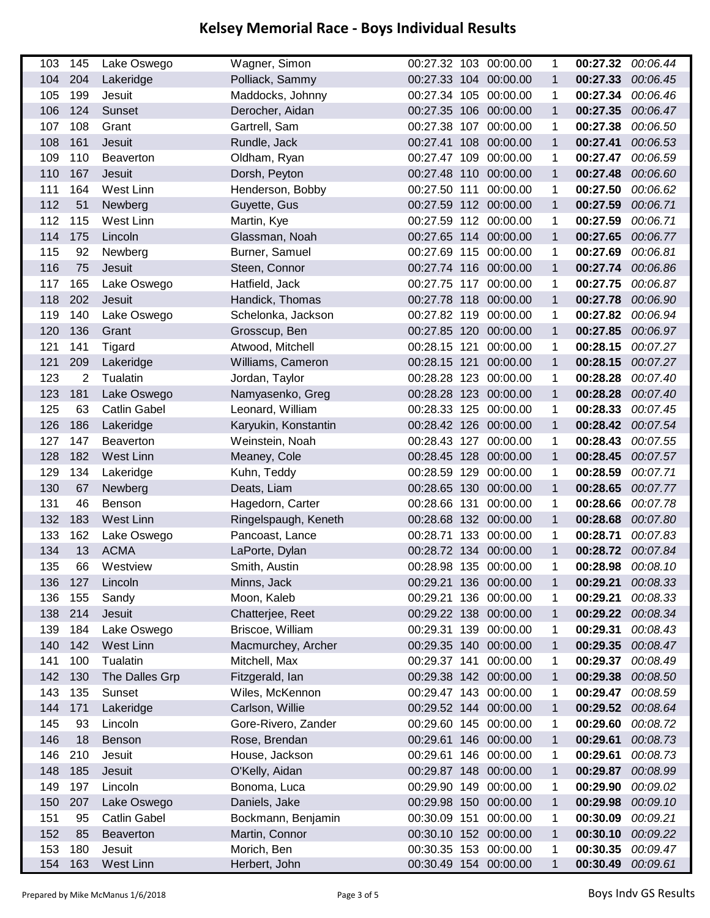# Kelsey Memorial Race - Boys Individual Results

| | | | | | | | | | |
|---|---|---|---|---|---|---|---|---|---|
| 103 | 145 | Lake Oswego | Wagner, Simon | 00:27.32 | 103 | 00:00.00 | 1 | **00:27.32** | *00:06.44* |
| 104 | 204 | Lakeridge | Polliack, Sammy | 00:27.33 | 104 | 00:00.00 | 1 | **00:27.33** | *00:06.45* |
| 105 | 199 | Jesuit | Maddocks, Johnny | 00:27.34 | 105 | 00:00.00 | 1 | **00:27.34** | *00:06.46* |
| 106 | 124 | Sunset | Derocher, Aidan | 00:27.35 | 106 | 00:00.00 | 1 | **00:27.35** | *00:06.47* |
| 107 | 108 | Grant | Gartrell, Sam | 00:27.38 | 107 | 00:00.00 | 1 | **00:27.38** | *00:06.50* |
| 108 | 161 | Jesuit | Rundle, Jack | 00:27.41 | 108 | 00:00.00 | 1 | **00:27.41** | *00:06.53* |
| 109 | 110 | Beaverton | Oldham, Ryan | 00:27.47 | 109 | 00:00.00 | 1 | **00:27.47** | *00:06.59* |
| 110 | 167 | Jesuit | Dorsh, Peyton | 00:27.48 | 110 | 00:00.00 | 1 | **00:27.48** | *00:06.60* |
| 111 | 164 | West Linn | Henderson, Bobby | 00:27.50 | 111 | 00:00.00 | 1 | **00:27.50** | *00:06.62* |
| 112 | 51 | Newberg | Guyette, Gus | 00:27.59 | 112 | 00:00.00 | 1 | **00:27.59** | *00:06.71* |
| 112 | 115 | West Linn | Martin, Kye | 00:27.59 | 112 | 00:00.00 | 1 | **00:27.59** | *00:06.71* |
| 114 | 175 | Lincoln | Glassman, Noah | 00:27.65 | 114 | 00:00.00 | 1 | **00:27.65** | *00:06.77* |
| 115 | 92 | Newberg | Burner, Samuel | 00:27.69 | 115 | 00:00.00 | 1 | **00:27.69** | *00:06.81* |
| 116 | 75 | Jesuit | Steen, Connor | 00:27.74 | 116 | 00:00.00 | 1 | **00:27.74** | *00:06.86* |
| 117 | 165 | Lake Oswego | Hatfield, Jack | 00:27.75 | 117 | 00:00.00 | 1 | **00:27.75** | *00:06.87* |
| 118 | 202 | Jesuit | Handick, Thomas | 00:27.78 | 118 | 00:00.00 | 1 | **00:27.78** | *00:06.90* |
| 119 | 140 | Lake Oswego | Schelonka, Jackson | 00:27.82 | 119 | 00:00.00 | 1 | **00:27.82** | *00:06.94* |
| 120 | 136 | Grant | Grosscup, Ben | 00:27.85 | 120 | 00:00.00 | 1 | **00:27.85** | *00:06.97* |
| 121 | 141 | Tigard | Atwood, Mitchell | 00:28.15 | 121 | 00:00.00 | 1 | **00:28.15** | *00:07.27* |
| 121 | 209 | Lakeridge | Williams, Cameron | 00:28.15 | 121 | 00:00.00 | 1 | **00:28.15** | *00:07.27* |
| 123 | 2 | Tualatin | Jordan, Taylor | 00:28.28 | 123 | 00:00.00 | 1 | **00:28.28** | *00:07.40* |
| 123 | 181 | Lake Oswego | Namyasenko, Greg | 00:28.28 | 123 | 00:00.00 | 1 | **00:28.28** | *00:07.40* |
| 125 | 63 | Catlin Gabel | Leonard, William | 00:28.33 | 125 | 00:00.00 | 1 | **00:28.33** | *00:07.45* |
| 126 | 186 | Lakeridge | Karyukin, Konstantin | 00:28.42 | 126 | 00:00.00 | 1 | **00:28.42** | *00:07.54* |
| 127 | 147 | Beaverton | Weinstein, Noah | 00:28.43 | 127 | 00:00.00 | 1 | **00:28.43** | *00:07.55* |
| 128 | 182 | West Linn | Meaney, Cole | 00:28.45 | 128 | 00:00.00 | 1 | **00:28.45** | *00:07.57* |
| 129 | 134 | Lakeridge | Kuhn, Teddy | 00:28.59 | 129 | 00:00.00 | 1 | **00:28.59** | *00:07.71* |
| 130 | 67 | Newberg | Deats, Liam | 00:28.65 | 130 | 00:00.00 | 1 | **00:28.65** | *00:07.77* |
| 131 | 46 | Benson | Hagedorn, Carter | 00:28.66 | 131 | 00:00.00 | 1 | **00:28.66** | *00:07.78* |
| 132 | 183 | West Linn | Ringelspaugh, Keneth | 00:28.68 | 132 | 00:00.00 | 1 | **00:28.68** | *00:07.80* |
| 133 | 162 | Lake Oswego | Pancoast, Lance | 00:28.71 | 133 | 00:00.00 | 1 | **00:28.71** | *00:07.83* |
| 134 | 13 | ACMA | LaPorte, Dylan | 00:28.72 | 134 | 00:00.00 | 1 | **00:28.72** | *00:07.84* |
| 135 | 66 | Westview | Smith, Austin | 00:28.98 | 135 | 00:00.00 | 1 | **00:28.98** | *00:08.10* |
| 136 | 127 | Lincoln | Minns, Jack | 00:29.21 | 136 | 00:00.00 | 1 | **00:29.21** | *00:08.33* |
| 136 | 155 | Sandy | Moon, Kaleb | 00:29.21 | 136 | 00:00.00 | 1 | **00:29.21** | *00:08.33* |
| 138 | 214 | Jesuit | Chatterjee, Reet | 00:29.22 | 138 | 00:00.00 | 1 | **00:29.22** | *00:08.34* |
| 139 | 184 | Lake Oswego | Briscoe, William | 00:29.31 | 139 | 00:00.00 | 1 | **00:29.31** | *00:08.43* |
| 140 | 142 | West Linn | Macmurchey, Archer | 00:29.35 | 140 | 00:00.00 | 1 | **00:29.35** | *00:08.47* |
| 141 | 100 | Tualatin | Mitchell, Max | 00:29.37 | 141 | 00:00.00 | 1 | **00:29.37** | *00:08.49* |
| 142 | 130 | The Dalles Grp | Fitzgerald, Ian | 00:29.38 | 142 | 00:00.00 | 1 | **00:29.38** | *00:08.50* |
| 143 | 135 | Sunset | Wiles, McKennon | 00:29.47 | 143 | 00:00.00 | 1 | **00:29.47** | *00:08.59* |
| 144 | 171 | Lakeridge | Carlson, Willie | 00:29.52 | 144 | 00:00.00 | 1 | **00:29.52** | *00:08.64* |
| 145 | 93 | Lincoln | Gore-Rivero, Zander | 00:29.60 | 145 | 00:00.00 | 1 | **00:29.60** | *00:08.72* |
| 146 | 18 | Benson | Rose, Brendan | 00:29.61 | 146 | 00:00.00 | 1 | **00:29.61** | *00:08.73* |
| 146 | 210 | Jesuit | House, Jackson | 00:29.61 | 146 | 00:00.00 | 1 | **00:29.61** | *00:08.73* |
| 148 | 185 | Jesuit | O'Kelly, Aidan | 00:29.87 | 148 | 00:00.00 | 1 | **00:29.87** | *00:08.99* |
| 149 | 197 | Lincoln | Bonoma, Luca | 00:29.90 | 149 | 00:00.00 | 1 | **00:29.90** | *00:09.02* |
| 150 | 207 | Lake Oswego | Daniels, Jake | 00:29.98 | 150 | 00:00.00 | 1 | **00:29.98** | *00:09.10* |
| 151 | 95 | Catlin Gabel | Bockmann, Benjamin | 00:30.09 | 151 | 00:00.00 | 1 | **00:30.09** | *00:09.21* |
| 152 | 85 | Beaverton | Martin, Connor | 00:30.10 | 152 | 00:00.00 | 1 | **00:30.10** | *00:09.22* |
| 153 | 180 | Jesuit | Morich, Ben | 00:30.35 | 153 | 00:00.00 | 1 | **00:30.35** | *00:09.47* |
| 154 | 163 | West Linn | Herbert, John | 00:30.49 | 154 | 00:00.00 | 1 | **00:30.49** | *00:09.61* |

Prepared by Mike McManus 1/6/2018

Boys Indv GS Results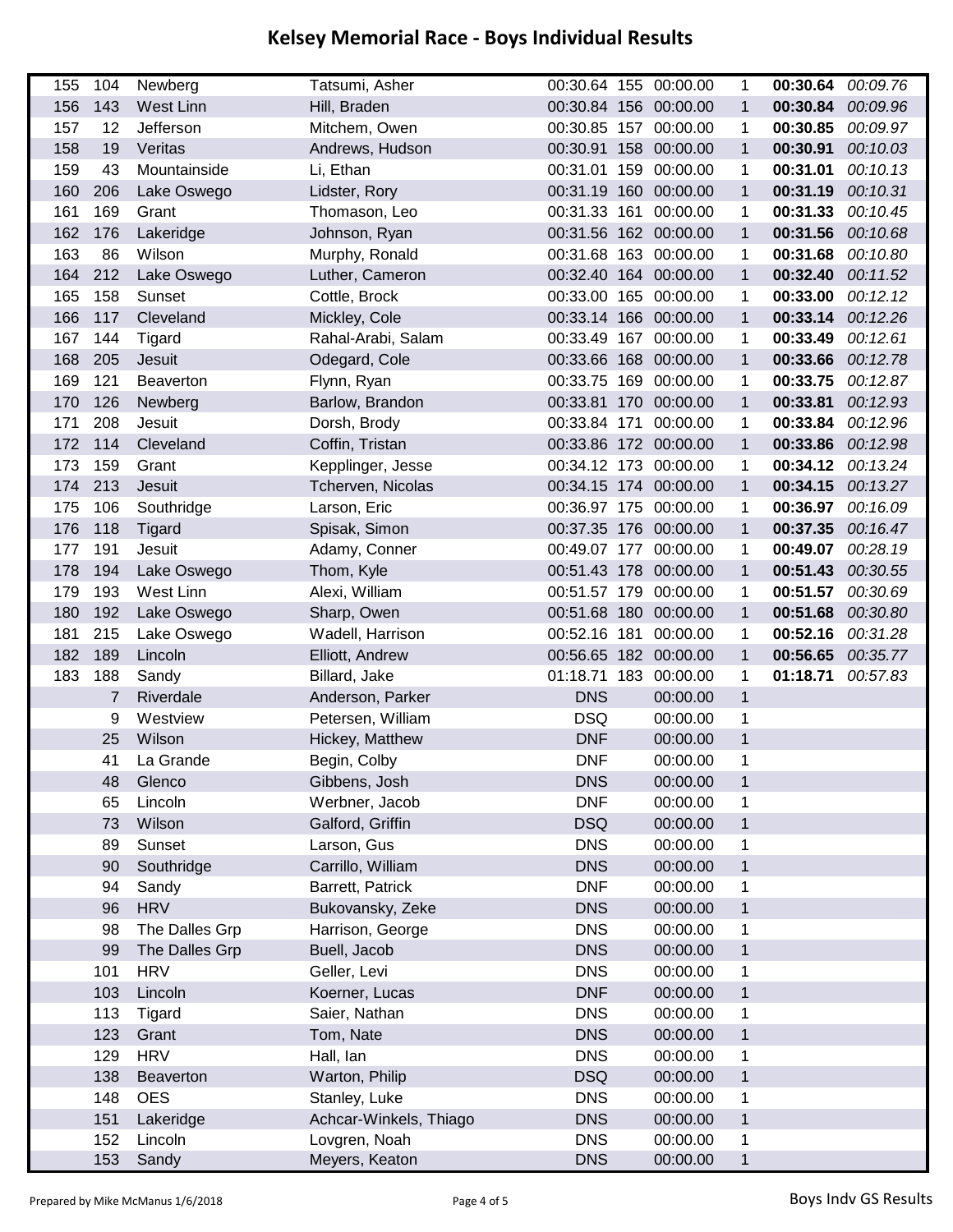# Kelsey Memorial Race - Boys Individual Results

| | | | | | | | | | |
|---|---|---|---|---|---|---|---|---|---|
| 155 | 104 | Newberg | Tatsumi, Asher | 00:30.64 | 155 | 00:00.00 | 1 | **00:30.64** | *00:09.76* |
| 156 | 143 | West Linn | Hill, Braden | 00:30.84 | 156 | 00:00.00 | 1 | **00:30.84** | *00:09.96* |
| 157 | 12 | Jefferson | Mitchem, Owen | 00:30.85 | 157 | 00:00.00 | 1 | **00:30.85** | *00:09.97* |
| 158 | 19 | Veritas | Andrews, Hudson | 00:30.91 | 158 | 00:00.00 | 1 | **00:30.91** | *00:10.03* |
| 159 | 43 | Mountainside | Li, Ethan | 00:31.01 | 159 | 00:00.00 | 1 | **00:31.01** | *00:10.13* |
| 160 | 206 | Lake Oswego | Lidster, Rory | 00:31.19 | 160 | 00:00.00 | 1 | **00:31.19** | *00:10.31* |
| 161 | 169 | Grant | Thomason, Leo | 00:31.33 | 161 | 00:00.00 | 1 | **00:31.33** | *00:10.45* |
| 162 | 176 | Lakeridge | Johnson, Ryan | 00:31.56 | 162 | 00:00.00 | 1 | **00:31.56** | *00:10.68* |
| 163 | 86 | Wilson | Murphy, Ronald | 00:31.68 | 163 | 00:00.00 | 1 | **00:31.68** | *00:10.80* |
| 164 | 212 | Lake Oswego | Luther, Cameron | 00:32.40 | 164 | 00:00.00 | 1 | **00:32.40** | *00:11.52* |
| 165 | 158 | Sunset | Cottle, Brock | 00:33.00 | 165 | 00:00.00 | 1 | **00:33.00** | *00:12.12* |
| 166 | 117 | Cleveland | Mickley, Cole | 00:33.14 | 166 | 00:00.00 | 1 | **00:33.14** | *00:12.26* |
| 167 | 144 | Tigard | Rahal-Arabi, Salam | 00:33.49 | 167 | 00:00.00 | 1 | **00:33.49** | *00:12.61* |
| 168 | 205 | Jesuit | Odegard, Cole | 00:33.66 | 168 | 00:00.00 | 1 | **00:33.66** | *00:12.78* |
| 169 | 121 | Beaverton | Flynn, Ryan | 00:33.75 | 169 | 00:00.00 | 1 | **00:33.75** | *00:12.87* |
| 170 | 126 | Newberg | Barlow, Brandon | 00:33.81 | 170 | 00:00.00 | 1 | **00:33.81** | *00:12.93* |
| 171 | 208 | Jesuit | Dorsh, Brody | 00:33.84 | 171 | 00:00.00 | 1 | **00:33.84** | *00:12.96* |
| 172 | 114 | Cleveland | Coffin, Tristan | 00:33.86 | 172 | 00:00.00 | 1 | **00:33.86** | *00:12.98* |
| 173 | 159 | Grant | Kepplinger, Jesse | 00:34.12 | 173 | 00:00.00 | 1 | **00:34.12** | *00:13.24* |
| 174 | 213 | Jesuit | Tcherven, Nicolas | 00:34.15 | 174 | 00:00.00 | 1 | **00:34.15** | *00:13.27* |
| 175 | 106 | Southridge | Larson, Eric | 00:36.97 | 175 | 00:00.00 | 1 | **00:36.97** | *00:16.09* |
| 176 | 118 | Tigard | Spisak, Simon | 00:37.35 | 176 | 00:00.00 | 1 | **00:37.35** | *00:16.47* |
| 177 | 191 | Jesuit | Adamy, Conner | 00:49.07 | 177 | 00:00.00 | 1 | **00:49.07** | *00:28.19* |
| 178 | 194 | Lake Oswego | Thom, Kyle | 00:51.43 | 178 | 00:00.00 | 1 | **00:51.43** | *00:30.55* |
| 179 | 193 | West Linn | Alexi, William | 00:51.57 | 179 | 00:00.00 | 1 | **00:51.57** | *00:30.69* |
| 180 | 192 | Lake Oswego | Sharp, Owen | 00:51.68 | 180 | 00:00.00 | 1 | **00:51.68** | *00:30.80* |
| 181 | 215 | Lake Oswego | Wadell, Harrison | 00:52.16 | 181 | 00:00.00 | 1 | **00:52.16** | *00:31.28* |
| 182 | 189 | Lincoln | Elliott, Andrew | 00:56.65 | 182 | 00:00.00 | 1 | **00:56.65** | *00:35.77* |
| 183 | 188 | Sandy | Billard, Jake | 01:18.71 | 183 | 00:00.00 | 1 | **01:18.71** | *00:57.83* |
| | 7 | Riverdale | Anderson, Parker | DNS | | 00:00.00 | 1 | | |
| | 9 | Westview | Petersen, William | DSQ | | 00:00.00 | 1 | | |
| | 25 | Wilson | Hickey, Matthew | DNF | | 00:00.00 | 1 | | |
| | 41 | La Grande | Begin, Colby | DNF | | 00:00.00 | 1 | | |
| | 48 | Glenco | Gibbens, Josh | DNS | | 00:00.00 | 1 | | |
| | 65 | Lincoln | Werbner, Jacob | DNF | | 00:00.00 | 1 | | |
| | 73 | Wilson | Galford, Griffin | DSQ | | 00:00.00 | 1 | | |
| | 89 | Sunset | Larson, Gus | DNS | | 00:00.00 | 1 | | |
| | 90 | Southridge | Carrillo, William | DNS | | 00:00.00 | 1 | | |
| | 94 | Sandy | Barrett, Patrick | DNF | | 00:00.00 | 1 | | |
| | 96 | HRV | Bukovansky, Zeke | DNS | | 00:00.00 | 1 | | |
| | 98 | The Dalles Grp | Harrison, George | DNS | | 00:00.00 | 1 | | |
| | 99 | The Dalles Grp | Buell, Jacob | DNS | | 00:00.00 | 1 | | |
| | 101 | HRV | Geller, Levi | DNS | | 00:00.00 | 1 | | |
| | 103 | Lincoln | Koerner, Lucas | DNF | | 00:00.00 | 1 | | |
| | 113 | Tigard | Saier, Nathan | DNS | | 00:00.00 | 1 | | |
| | 123 | Grant | Tom, Nate | DNS | | 00:00.00 | 1 | | |
| | 129 | HRV | Hall, Ian | DNS | | 00:00.00 | 1 | | |
| | 138 | Beaverton | Warton, Philip | DSQ | | 00:00.00 | 1 | | |
| | 148 | OES | Stanley, Luke | DNS | | 00:00.00 | 1 | | |
| | 151 | Lakeridge | Achcar-Winkels, Thiago | DNS | | 00:00.00 | 1 | | |
| | 152 | Lincoln | Lovgren, Noah | DNS | | 00:00.00 | 1 | | |
| | 153 | Sandy | Meyers, Keaton | DNS | | 00:00.00 | 1 | | |

Prepared by Mike McManus 1/6/2018

Boys Indv GS Results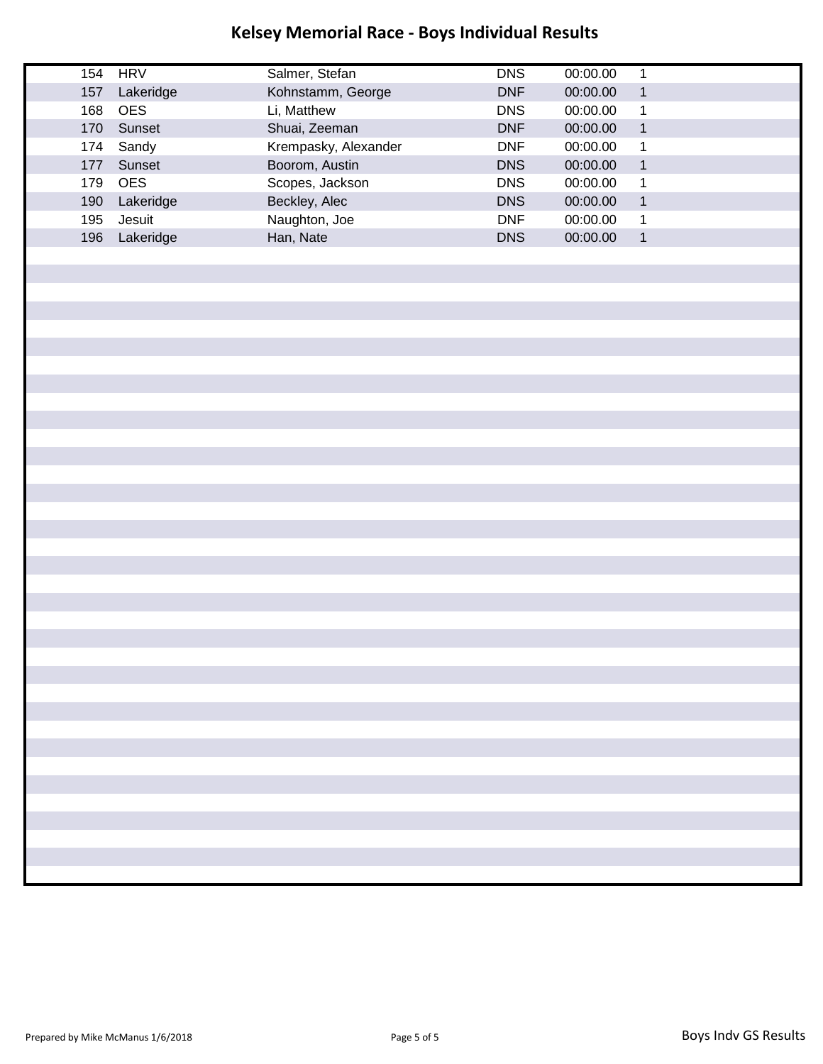# Kelsey Memorial Race - Boys Individual Results

| | | | | | |
|---|---|---|---|---|---|
| 154 | HRV | Salmer, Stefan | DNS | 00:00.00 | 1 |
| 157 | Lakeridge | Kohnstamm, George | DNF | 00:00.00 | 1 |
| 168 | OES | Li, Matthew | DNS | 00:00.00 | 1 |
| 170 | Sunset | Shuai, Zeeman | DNF | 00:00.00 | 1 |
| 174 | Sandy | Krempasky, Alexander | DNF | 00:00.00 | 1 |
| 177 | Sunset | Boorom, Austin | DNS | 00:00.00 | 1 |
| 179 | OES | Scopes, Jackson | DNS | 00:00.00 | 1 |
| 190 | Lakeridge | Beckley, Alec | DNS | 00:00.00 | 1 |
| 195 | Jesuit | Naughton, Joe | DNF | 00:00.00 | 1 |
| 196 | Lakeridge | Han, Nate | DNS | 00:00.00 | 1 |

Prepared by Mike McManus 1/6/2018

Boys Indv GS Results